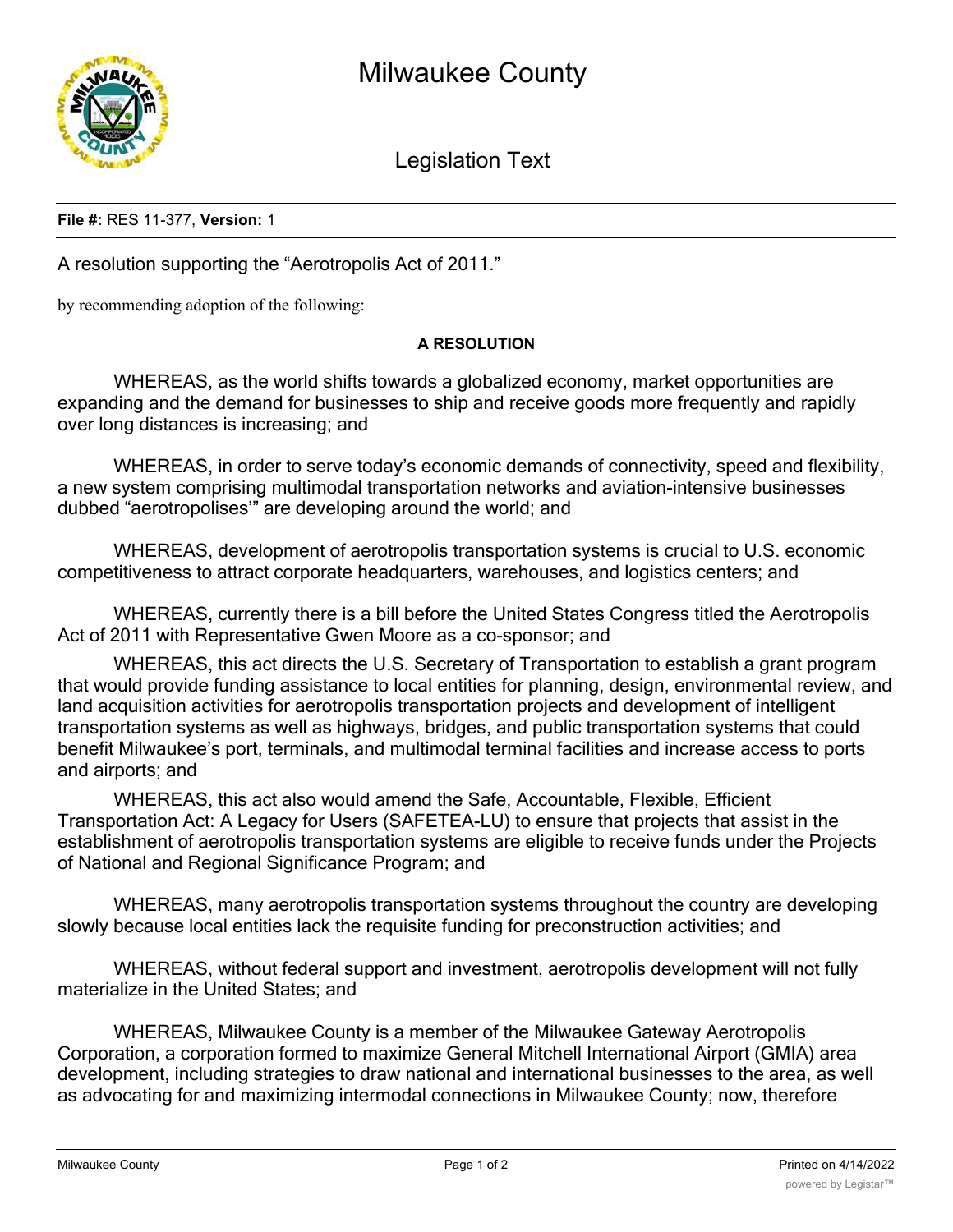# Milwaukee County

## Legislation Text

**File #:** RES 11-377, **Version:** 1

A resolution supporting the "Aerotropolis Act of 2011."

by recommending adoption of the following:

**A RESOLUTION**

WHEREAS, as the world shifts towards a globalized economy, market opportunities are expanding and the demand for businesses to ship and receive goods more frequently and rapidly over long distances is increasing; and

WHEREAS, in order to serve today's economic demands of connectivity, speed and flexibility, a new system comprising multimodal transportation networks and aviation-intensive businesses dubbed "aerotropolises'" are developing around the world; and

WHEREAS, development of aerotropolis transportation systems is crucial to U.S. economic competitiveness to attract corporate headquarters, warehouses, and logistics centers; and

WHEREAS, currently there is a bill before the United States Congress titled the Aerotropolis Act of 2011 with Representative Gwen Moore as a co-sponsor; and

WHEREAS, this act directs the U.S. Secretary of Transportation to establish a grant program that would provide funding assistance to local entities for planning, design, environmental review, and land acquisition activities for aerotropolis transportation projects and development of intelligent transportation systems as well as highways, bridges, and public transportation systems that could benefit Milwaukee's port, terminals, and multimodal terminal facilities and increase access to ports and airports; and

WHEREAS, this act also would amend the Safe, Accountable, Flexible, Efficient Transportation Act: A Legacy for Users (SAFETEA-LU) to ensure that projects that assist in the establishment of aerotropolis transportation systems are eligible to receive funds under the Projects of National and Regional Significance Program; and

WHEREAS, many aerotropolis transportation systems throughout the country are developing slowly because local entities lack the requisite funding for preconstruction activities; and

WHEREAS, without federal support and investment, aerotropolis development will not fully materialize in the United States; and

WHEREAS, Milwaukee County is a member of the Milwaukee Gateway Aerotropolis Corporation, a corporation formed to maximize General Mitchell International Airport (GMIA) area development, including strategies to draw national and international businesses to the area, as well as advocating for and maximizing intermodal connections in Milwaukee County; now, therefore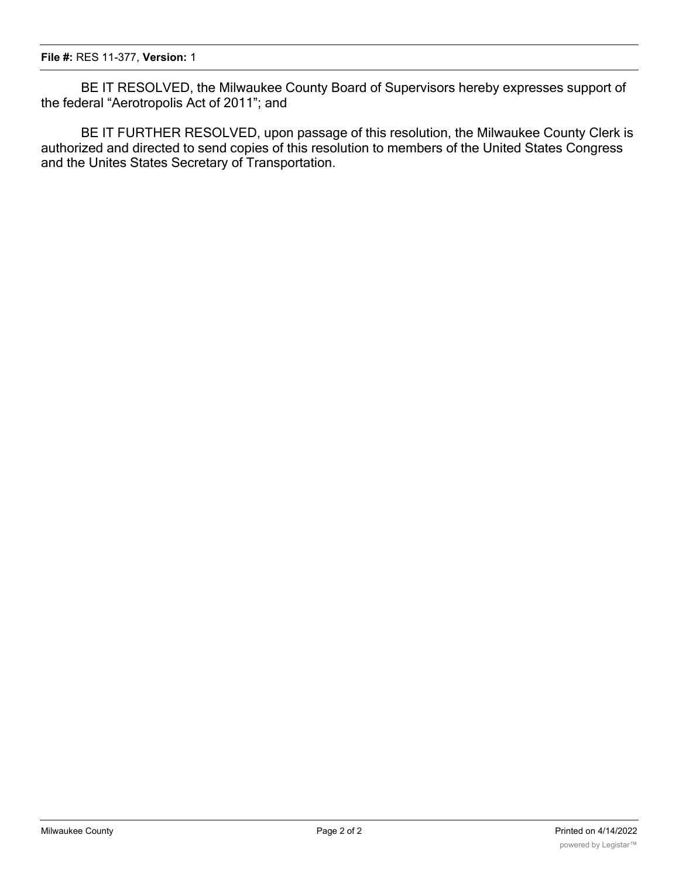BE IT RESOLVED, the Milwaukee County Board of Supervisors hereby expresses support of the federal "Aerotropolis Act of 2011"; and

BE IT FURTHER RESOLVED, upon passage of this resolution, the Milwaukee County Clerk is authorized and directed to send copies of this resolution to members of the United States Congress and the Unites States Secretary of Transportation.